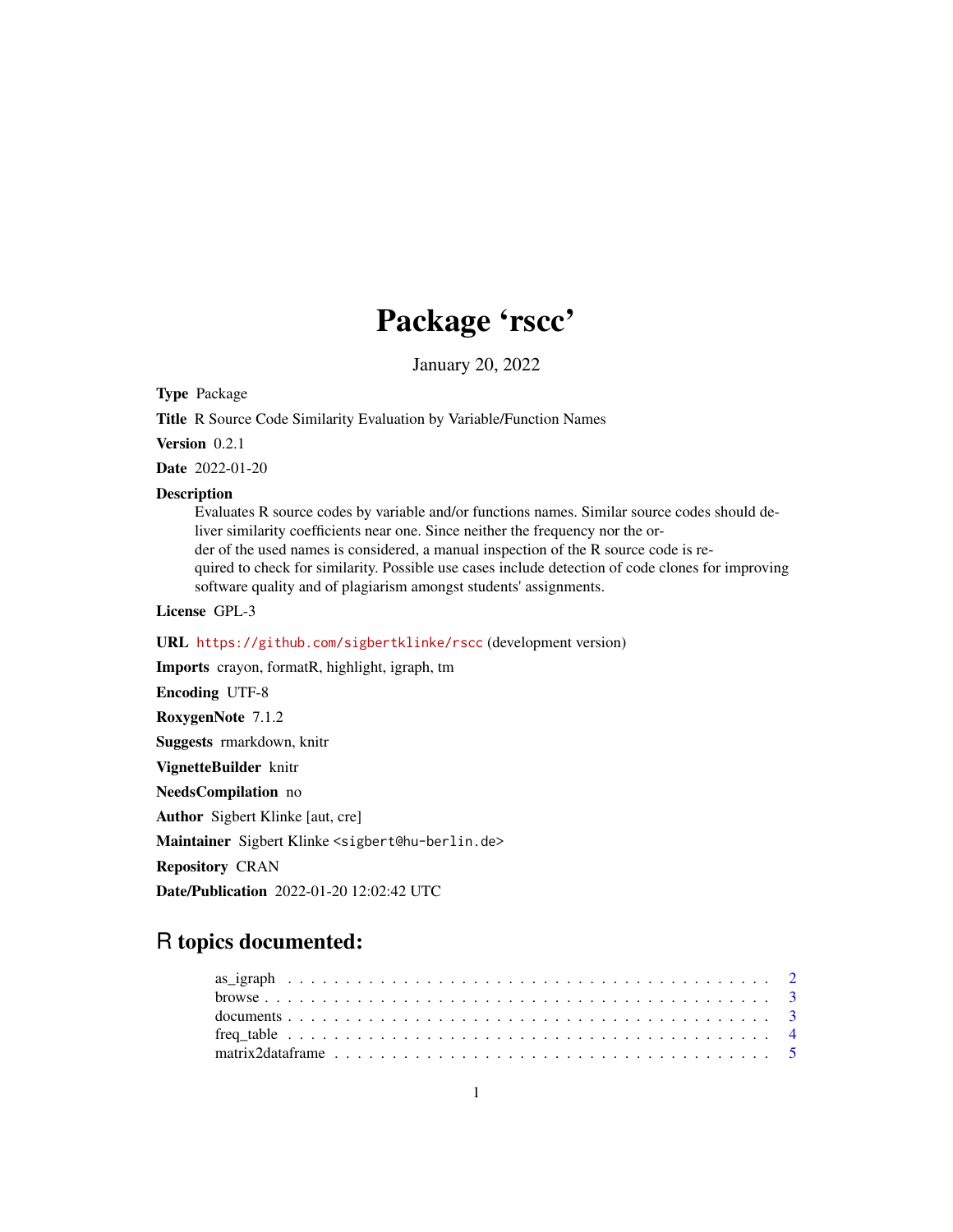# Package 'rscc'

January 20, 2022

**Type** Package

**Title** R Source Code Similarity Evaluation by Variable/Function Names

**Version** 0.2.1

**Date** 2022-01-20

**Description**
Evaluates R source codes by variable and/or functions names. Similar source codes should deliver similarity coefficients near one. Since neither the frequency nor the order of the used names is considered, a manual inspection of the R source code is required to check for similarity. Possible use cases include detection of code clones for improving software quality and of plagiarism amongst students' assignments.

**License** GPL-3

**URL** https://github.com/sigbertklinke/rscc (development version)

**Imports** crayon, formatR, highlight, igraph, tm

**Encoding** UTF-8

**RoxygenNote** 7.1.2

**Suggests** rmarkdown, knitr

**VignetteBuilder** knitr

**NeedsCompilation** no

**Author** Sigbert Klinke [aut, cre]

**Maintainer** Sigbert Klinke <sigbert@hu-berlin.de>

**Repository** CRAN

**Date/Publication** 2022-01-20 12:02:42 UTC

## R topics documented:

- as_igraph . . . . . . . . . . . . . . . . . . . . . . . . . . . . . . . . . . . . . . . . 2
- browse . . . . . . . . . . . . . . . . . . . . . . . . . . . . . . . . . . . . . . . . 3
- documents . . . . . . . . . . . . . . . . . . . . . . . . . . . . . . . . . . . . . . . . 3
- freq_table . . . . . . . . . . . . . . . . . . . . . . . . . . . . . . . . . . . . . . . . 4
- matrix2dataframe . . . . . . . . . . . . . . . . . . . . . . . . . . . . . . . . . . . . . . . . 5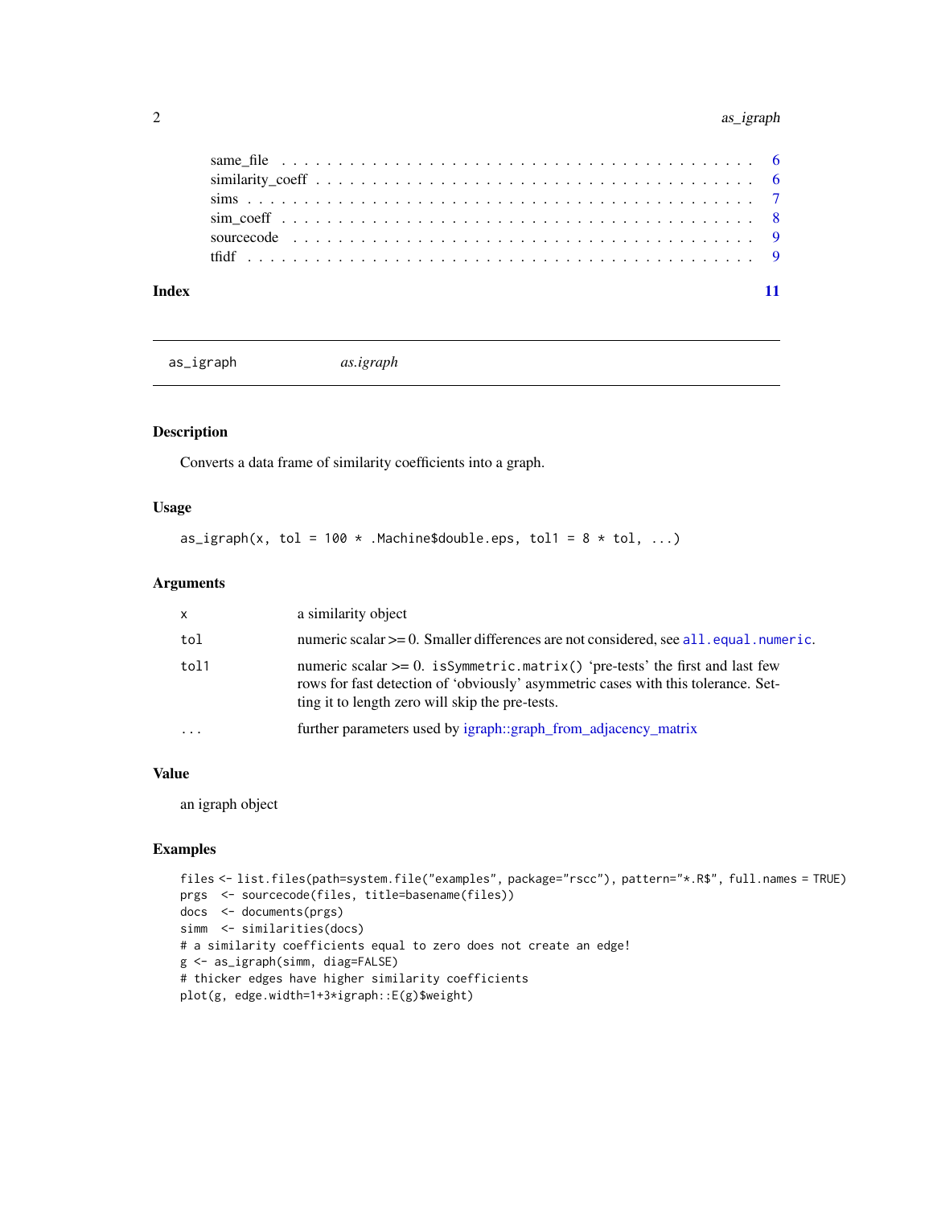| | |
|---|---|
| same_file | 6 |
| similarity_coeff | 6 |
| sims | 7 |
| sim_coeff | 8 |
| sourcecode | 9 |
| tfidf | 9 |

**Index** 11

---

`as_igraph` *as.igraph*

---

### Description

Converts a data frame of similarity coefficients into a graph.

### Usage

```
as_igraph(x, tol = 100 * .Machine$double.eps, tol1 = 8 * tol, ...)
```

### Arguments

| | |
|---|---|
| `x` | a similarity object |
| `tol` | numeric scalar >= 0. Smaller differences are not considered, see `all.equal.numeric`. |
| `tol1` | numeric scalar >= 0. `isSymmetric.matrix()` 'pre-tests' the first and last few rows for fast detection of 'obviously' asymmetric cases with this tolerance. Setting it to length zero will skip the pre-tests. |
| `...` | further parameters used by igraph::graph_from_adjacency_matrix |

### Value

an igraph object

### Examples

```
files <- list.files(path=system.file("examples", package="rscc"), pattern="*.R$", full.names = TRUE)
prgs  <- sourcecode(files, title=basename(files))
docs  <- documents(prgs)
simm  <- similarities(docs)
# a similarity coefficients equal to zero does not create an edge!
g <- as_igraph(simm, diag=FALSE)
# thicker edges have higher similarity coefficients
plot(g, edge.width=1+3*igraph::E(g)$weight)
```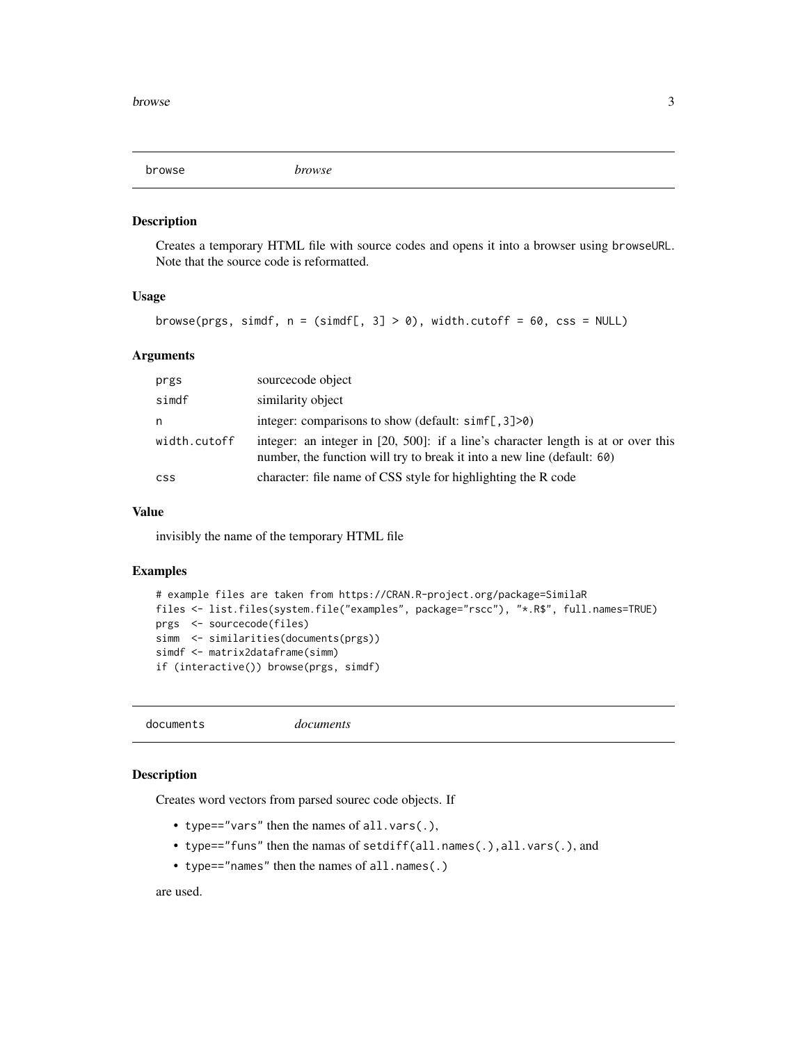## browse *browse*

### Description

Creates a temporary HTML file with source codes and opens it into a browser using `browseURL`. Note that the source code is reformatted.

### Usage

```
browse(prgs, simdf, n = (simdf[, 3] > 0), width.cutoff = 60, css = NULL)
```

### Arguments

| | |
|---|---|
| `prgs` | sourcecode object |
| `simdf` | similarity object |
| `n` | integer: comparisons to show (default: `simf[,3]>0`) |
| `width.cutoff` | integer: an integer in [20, 500]: if a line's character length is at or over this number, the function will try to break it into a new line (default: `60`) |
| `css` | character: file name of CSS style for highlighting the R code |

### Value

invisibly the name of the temporary HTML file

### Examples

```
# example files are taken from https://CRAN.R-project.org/package=SimilaR
files <- list.files(system.file("examples", package="rscc"), "*.R$", full.names=TRUE)
prgs  <- sourcecode(files)
simm  <- similarities(documents(prgs))
simdf <- matrix2dataframe(simm)
if (interactive()) browse(prgs, simdf)
```

## documents *documents*

### Description

Creates word vectors from parsed sourec code objects. If

- `type=="vars"` then the names of `all.vars(.)`,
- `type=="funs"` then the namas of `setdiff(all.names(.),all.vars(.)`, and
- `type=="names"` then the names of `all.names(.)`

are used.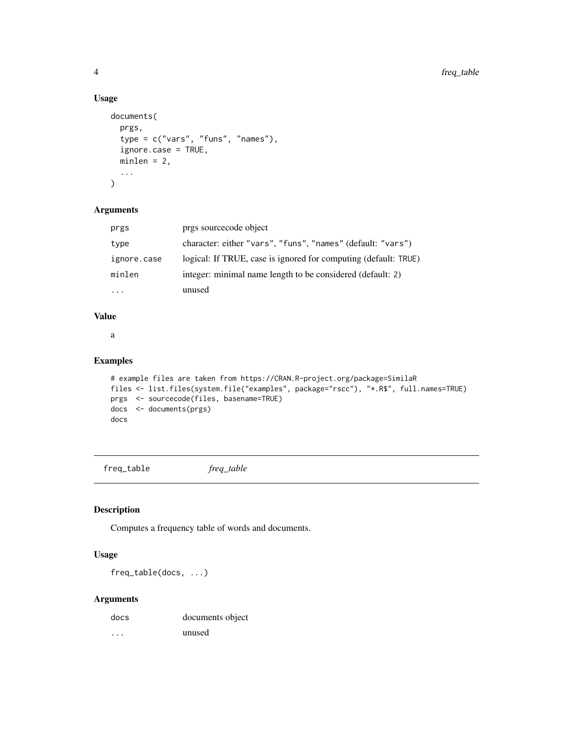## Usage

```
documents(
  prgs,
  type = c("vars", "funs", "names"),
  ignore.case = TRUE,
  minlen = 2,
  ...
)
```

## Arguments

| | |
|---|---|
| `prgs` | prgs sourcecode object |
| `type` | character: either `"vars"`, `"funs"`, `"names"` (default: `"vars"`) |
| `ignore.case` | logical: If TRUE, case is ignored for computing (default: `TRUE`) |
| `minlen` | integer: minimal name length to be considered (default: `2`) |
| `...` | unused |

## Value

a

## Examples

```
# example files are taken from https://CRAN.R-project.org/package=SimilaR
files <- list.files(system.file("examples", package="rscc"), "*.R$", full.names=TRUE)
prgs  <- sourcecode(files, basename=TRUE)
docs  <- documents(prgs)
docs
```

---

# freq_table    *freq_table*

## Description

Computes a frequency table of words and documents.

## Usage

```
freq_table(docs, ...)
```

## Arguments

| | |
|---|---|
| `docs` | documents object |
| `...` | unused |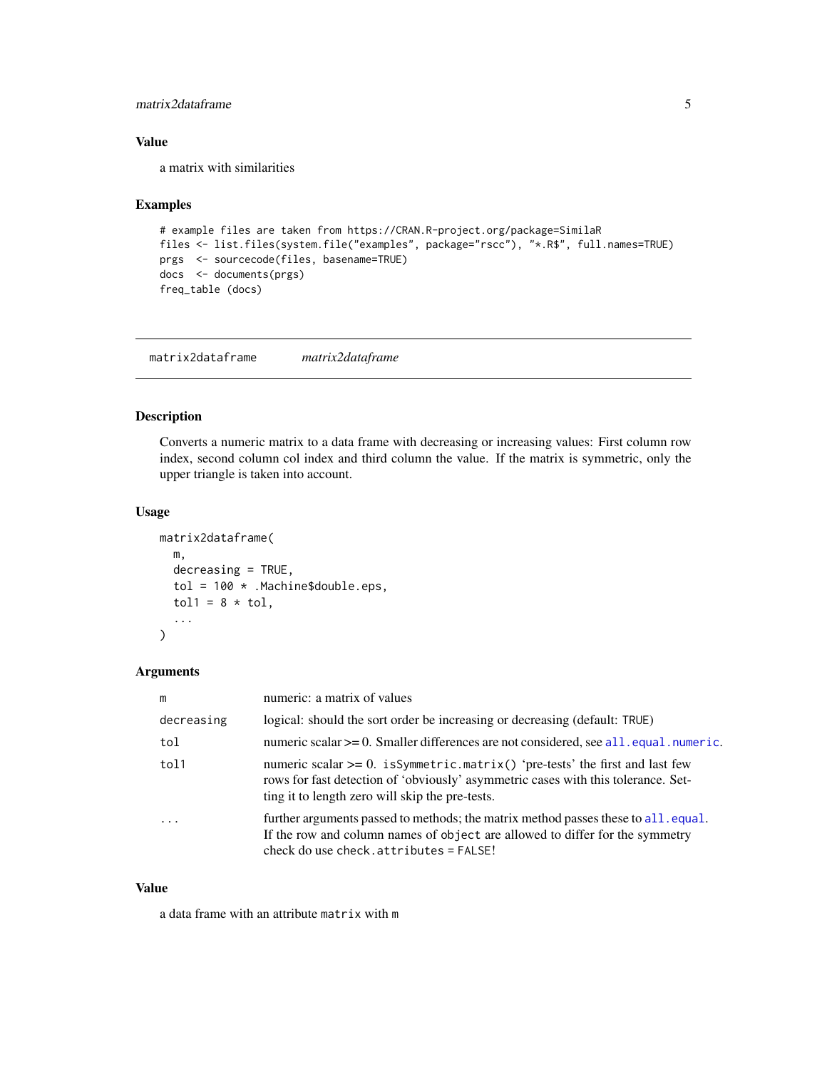### Value

a matrix with similarities

### Examples

```
# example files are taken from https://CRAN.R-project.org/package=SimilaR
files <- list.files(system.file("examples", package="rscc"), "*.R$", full.names=TRUE)
prgs  <- sourcecode(files, basename=TRUE)
docs  <- documents(prgs)
freq_table (docs)
```

---

## matrix2dataframe *matrix2dataframe*

---

### Description

Converts a numeric matrix to a data frame with decreasing or increasing values: First column row index, second column col index and third column the value. If the matrix is symmetric, only the upper triangle is taken into account.

### Usage

```
matrix2dataframe(
  m,
  decreasing = TRUE,
  tol = 100 * .Machine$double.eps,
  tol1 = 8 * tol,
  ...
)
```

### Arguments

| | |
|---|---|
| `m` | numeric: a matrix of values |
| `decreasing` | logical: should the sort order be increasing or decreasing (default: `TRUE`) |
| `tol` | numeric scalar >= 0. Smaller differences are not considered, see `all.equal.numeric`. |
| `tol1` | numeric scalar >= 0. `isSymmetric.matrix()` 'pre-tests' the first and last few rows for fast detection of 'obviously' asymmetric cases with this tolerance. Setting it to length zero will skip the pre-tests. |
| `...` | further arguments passed to methods; the matrix method passes these to `all.equal`. If the row and column names of `object` are allowed to differ for the symmetry check do use `check.attributes = FALSE`! |

### Value

a data frame with an attribute `matrix` with `m`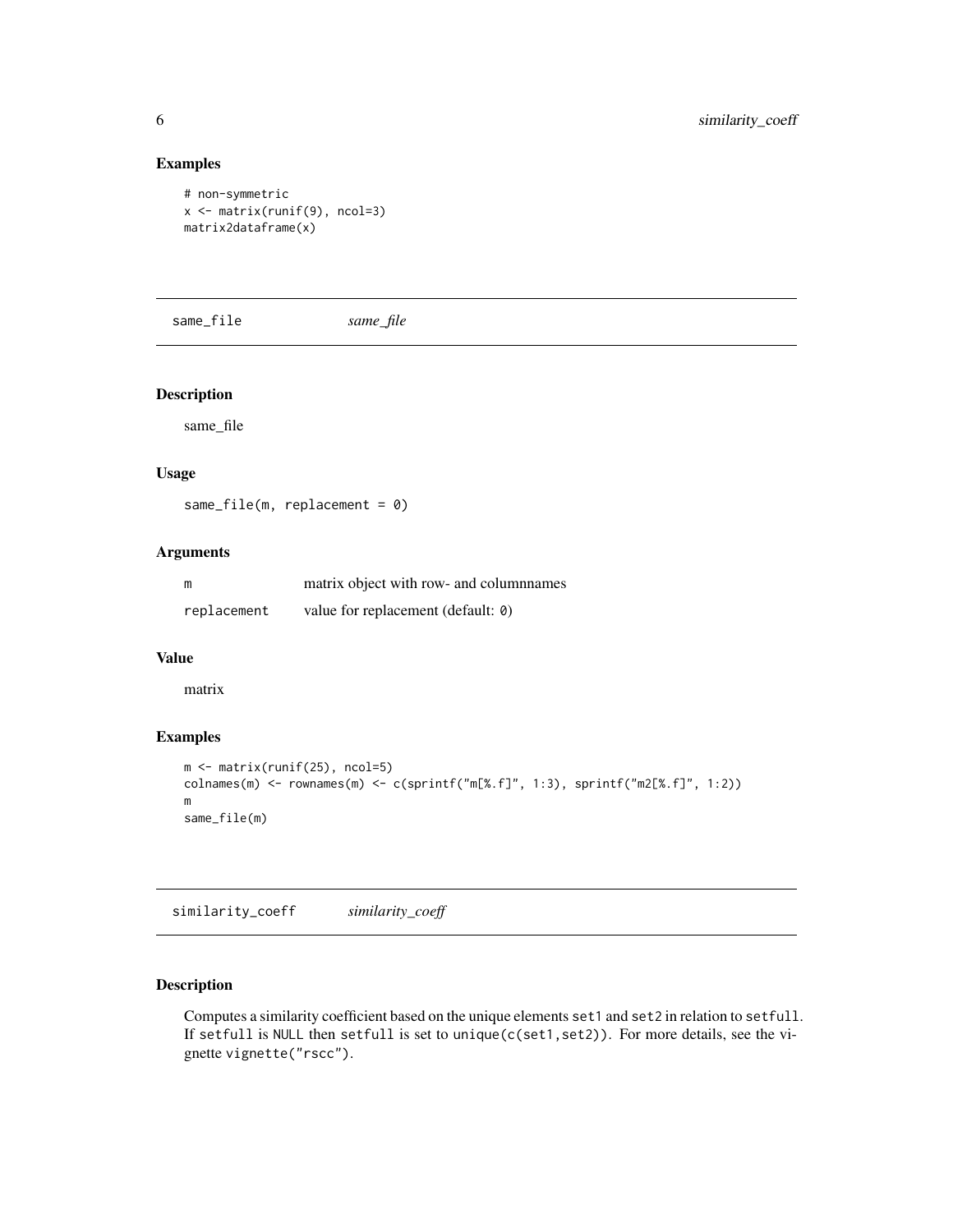### Examples

```
# non-symmetric
x <- matrix(runif(9), ncol=3)
matrix2dataframe(x)
```

## same_file    *same_file*

### Description

same_file

### Usage

```
same_file(m, replacement = 0)
```

### Arguments

| | |
|---|---|
| m | matrix object with row- and columnnames |
| replacement | value for replacement (default: 0) |

### Value

matrix

### Examples

```
m <- matrix(runif(25), ncol=5)
colnames(m) <- rownames(m) <- c(sprintf("m[%.f]", 1:3), sprintf("m2[%.f]", 1:2))
m
same_file(m)
```

## similarity_coeff    *similarity_coeff*

### Description

Computes a similarity coefficient based on the unique elements `set1` and `set2` in relation to `setfull`. If `setfull` is `NULL` then `setfull` is set to `unique(c(set1,set2))`. For more details, see the vignette `vignette("rscc")`.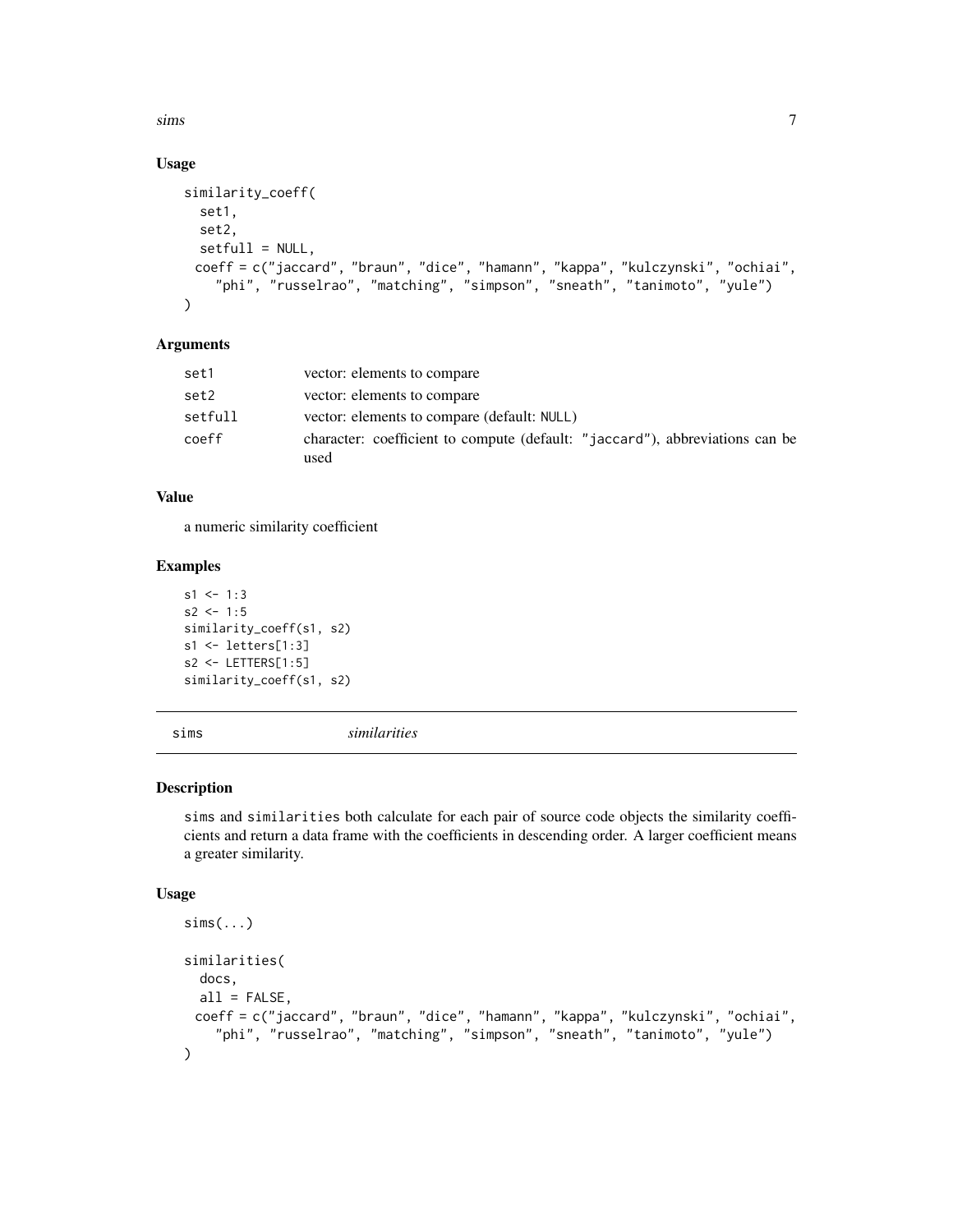### Usage

```
similarity_coeff(
  set1,
  set2,
  setfull = NULL,
  coeff = c("jaccard", "braun", "dice", "hamann", "kappa", "kulczynski", "ochiai",
    "phi", "russelrao", "matching", "simpson", "sneath", "tanimoto", "yule")
)
```

### Arguments

| | |
|---|---|
| set1 | vector: elements to compare |
| set2 | vector: elements to compare |
| setfull | vector: elements to compare (default: `NULL`) |
| coeff | character: coefficient to compute (default: "jaccard"), abbreviations can be used |

### Value

a numeric similarity coefficient

### Examples

```
s1 <- 1:3
s2 <- 1:5
similarity_coeff(s1, s2)
s1 <- letters[1:3]
s2 <- LETTERS[1:5]
similarity_coeff(s1, s2)
```

---

## sims *similarities*

### Description

`sims` and `similarities` both calculate for each pair of source code objects the similarity coefficients and return a data frame with the coefficients in descending order. A larger coefficient means a greater similarity.

### Usage

```
sims(...)

similarities(
  docs,
  all = FALSE,
  coeff = c("jaccard", "braun", "dice", "hamann", "kappa", "kulczynski", "ochiai",
    "phi", "russelrao", "matching", "simpson", "sneath", "tanimoto", "yule")
)
```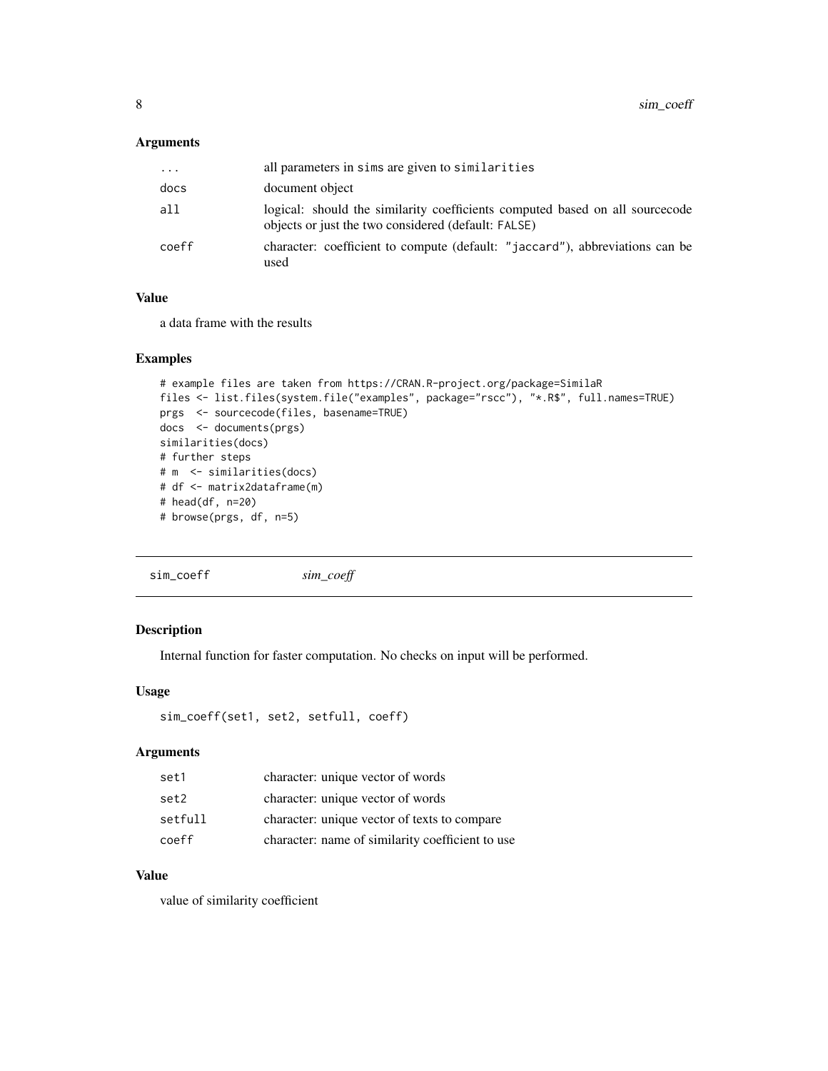### Arguments

| | |
|---|---|
| ... | all parameters in sims are given to similarities |
| docs | document object |
| all | logical: should the similarity coefficients computed based on all sourcecode objects or just the two considered (default: FALSE) |
| coeff | character: coefficient to compute (default: "jaccard"), abbreviations can be used |

### Value

a data frame with the results

### Examples

```
# example files are taken from https://CRAN.R-project.org/package=SimilaR
files <- list.files(system.file("examples", package="rscc"), "*.R$", full.names=TRUE)
prgs  <- sourcecode(files, basename=TRUE)
docs  <- documents(prgs)
similarities(docs)
# further steps
# m  <- similarities(docs)
# df <- matrix2dataframe(m)
# head(df, n=20)
# browse(prgs, df, n=5)
```

---

## sim_coeff    *sim_coeff*

### Description

Internal function for faster computation. No checks on input will be performed.

### Usage

```
sim_coeff(set1, set2, setfull, coeff)
```

### Arguments

| | |
|---|---|
| set1 | character: unique vector of words |
| set2 | character: unique vector of words |
| setfull | character: unique vector of texts to compare |
| coeff | character: name of similarity coefficient to use |

### Value

value of similarity coefficient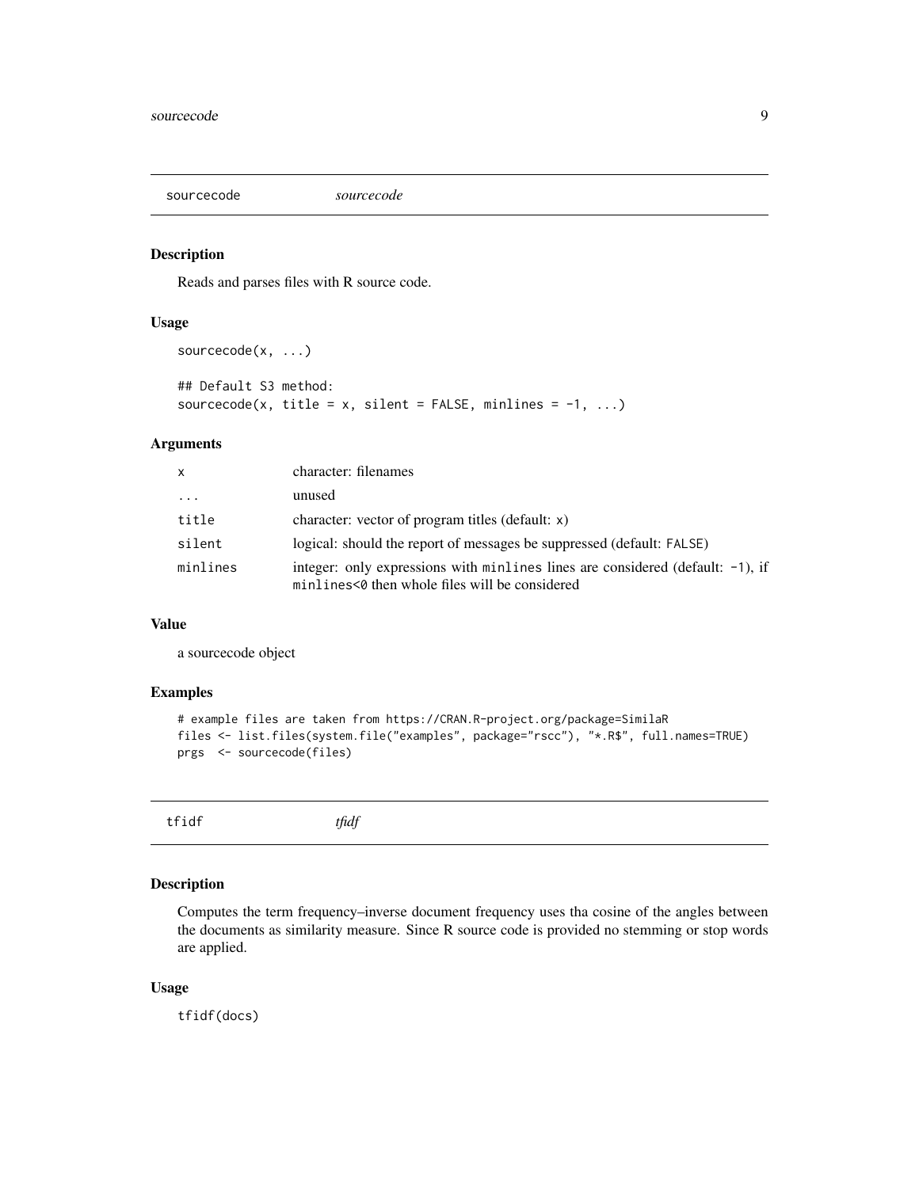## sourcecode *sourcecode*

### Description

Reads and parses files with R source code.

### Usage

```
sourcecode(x, ...)

## Default S3 method:
sourcecode(x, title = x, silent = FALSE, minlines = -1, ...)
```

### Arguments

| | |
|---|---|
| x | character: filenames |
| ... | unused |
| title | character: vector of program titles (default: x) |
| silent | logical: should the report of messages be suppressed (default: FALSE) |
| minlines | integer: only expressions with minlines lines are considered (default: -1), if minlines<0 then whole files will be considered |

### Value

a sourcecode object

### Examples

```
# example files are taken from https://CRAN.R-project.org/package=SimilaR
files <- list.files(system.file("examples", package="rscc"), "*.R$", full.names=TRUE)
prgs  <- sourcecode(files)
```

## tfidf *tfidf*

### Description

Computes the term frequency–inverse document frequency uses tha cosine of the angles between the documents as similarity measure. Since R source code is provided no stemming or stop words are applied.

### Usage

```
tfidf(docs)
```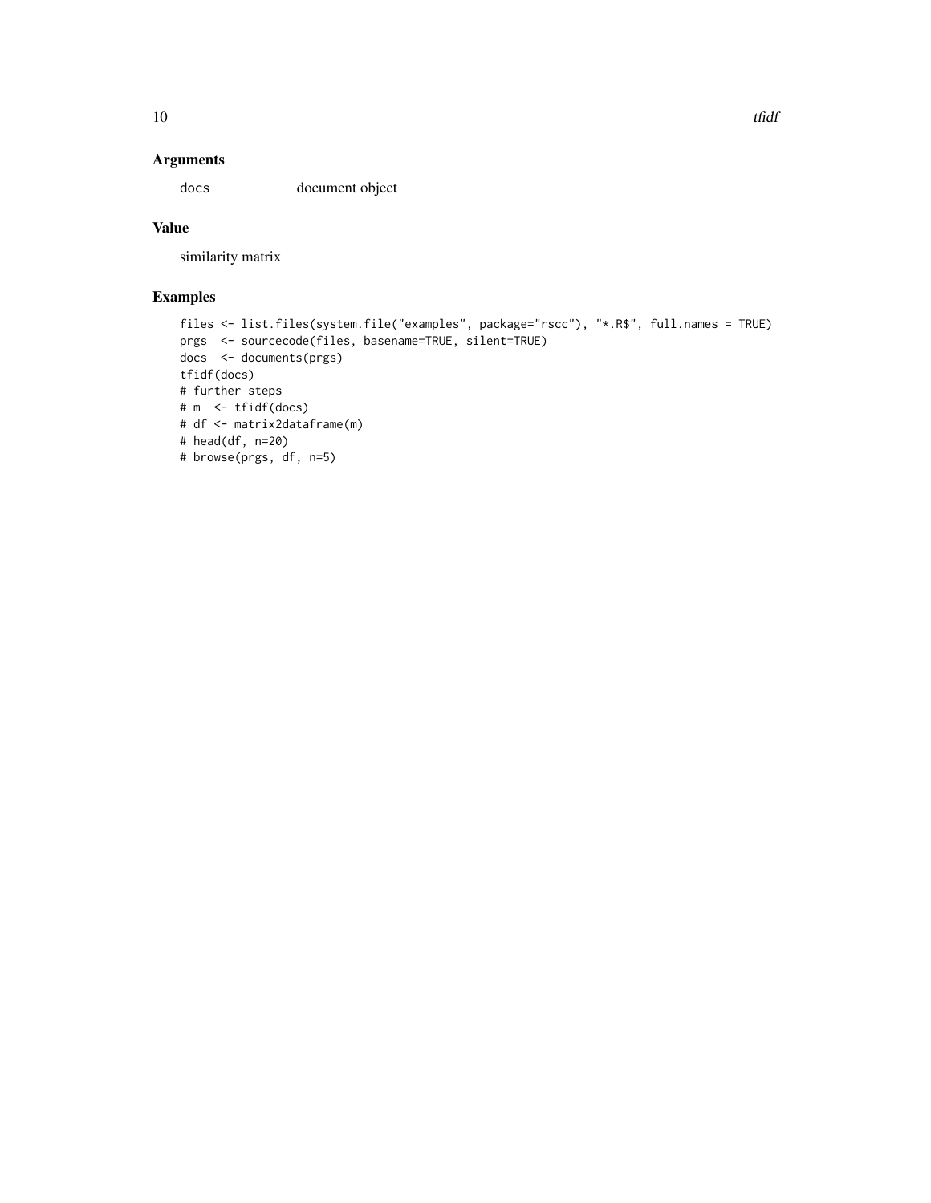### Arguments

| | |
|---|---|
| docs | document object |

### Value

similarity matrix

### Examples

```
files <- list.files(system.file("examples", package="rscc"), "*.R$", full.names = TRUE)
prgs  <- sourcecode(files, basename=TRUE, silent=TRUE)
docs  <- documents(prgs)
tfidf(docs)
# further steps
# m  <- tfidf(docs)
# df <- matrix2dataframe(m)
# head(df, n=20)
# browse(prgs, df, n=5)
```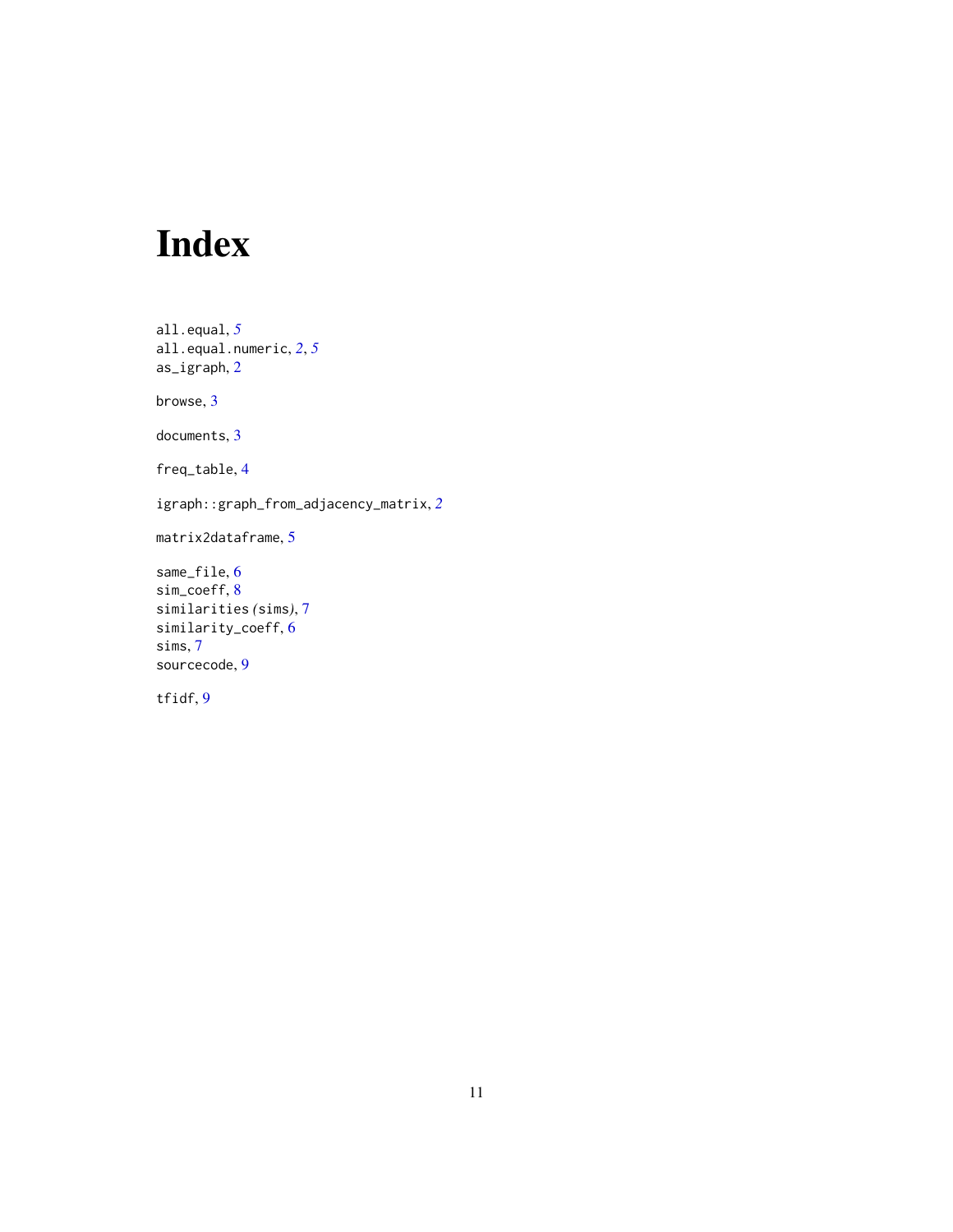# Index

all.equal, *5*
all.equal.numeric, *2*, *5*
as_igraph, 2

browse, 3

documents, 3

freq_table, 4

igraph::graph_from_adjacency_matrix, *2*

matrix2dataframe, 5

same_file, 6
sim_coeff, 8
similarities *(*sims*)*, 7
similarity_coeff, 6
sims, 7
sourcecode, 9

tfidf, 9